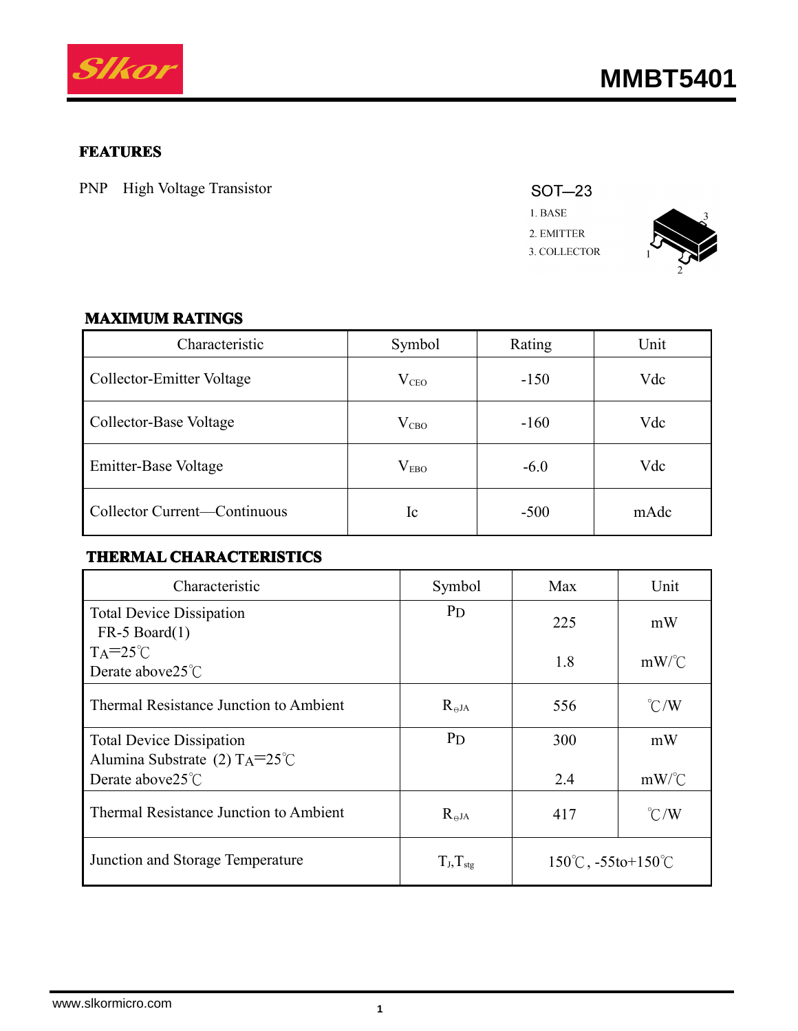# MMBT5401

## FEATURES

PNP High Voltage Transistor

SOT—23

1. BASE
2. EMITTER
3. COLLECTOR

## MAXIMUM RATINGS

| Characteristic | Symbol | Rating | Unit |
|---|---|---|---|
| Collector-Emitter Voltage | $V_{CEO}$ | -150 | Vdc |
| Collector-Base Voltage | $V_{CBO}$ | -160 | Vdc |
| Emitter-Base Voltage | $V_{EBO}$ | -6.0 | Vdc |
| Collector Current—Continuous | Ic | -500 | mAdc |

## THERMAL CHARACTERISTICS

| Characteristic | Symbol | Max | Unit |
|---|---|---|---|
| Total Device Dissipation FR-5 Board(1) $T_A$=25℃ Derate above25℃ | $P_D$ | 225<br>1.8 | mW<br>mW/℃ |
| Thermal Resistance Junction to Ambient | $R_{\theta JA}$ | 556 | ℃/W |
| Total Device Dissipation Alumina Substrate (2) $T_A$=25℃ Derate above25℃ | $P_D$ | 300<br>2.4 | mW<br>mW/℃ |
| Thermal Resistance Junction to Ambient | $R_{\theta JA}$ | 417 | ℃/W |
| Junction and Storage Temperature | $T_J,T_{stg}$ | 150℃, -55to+150℃ | |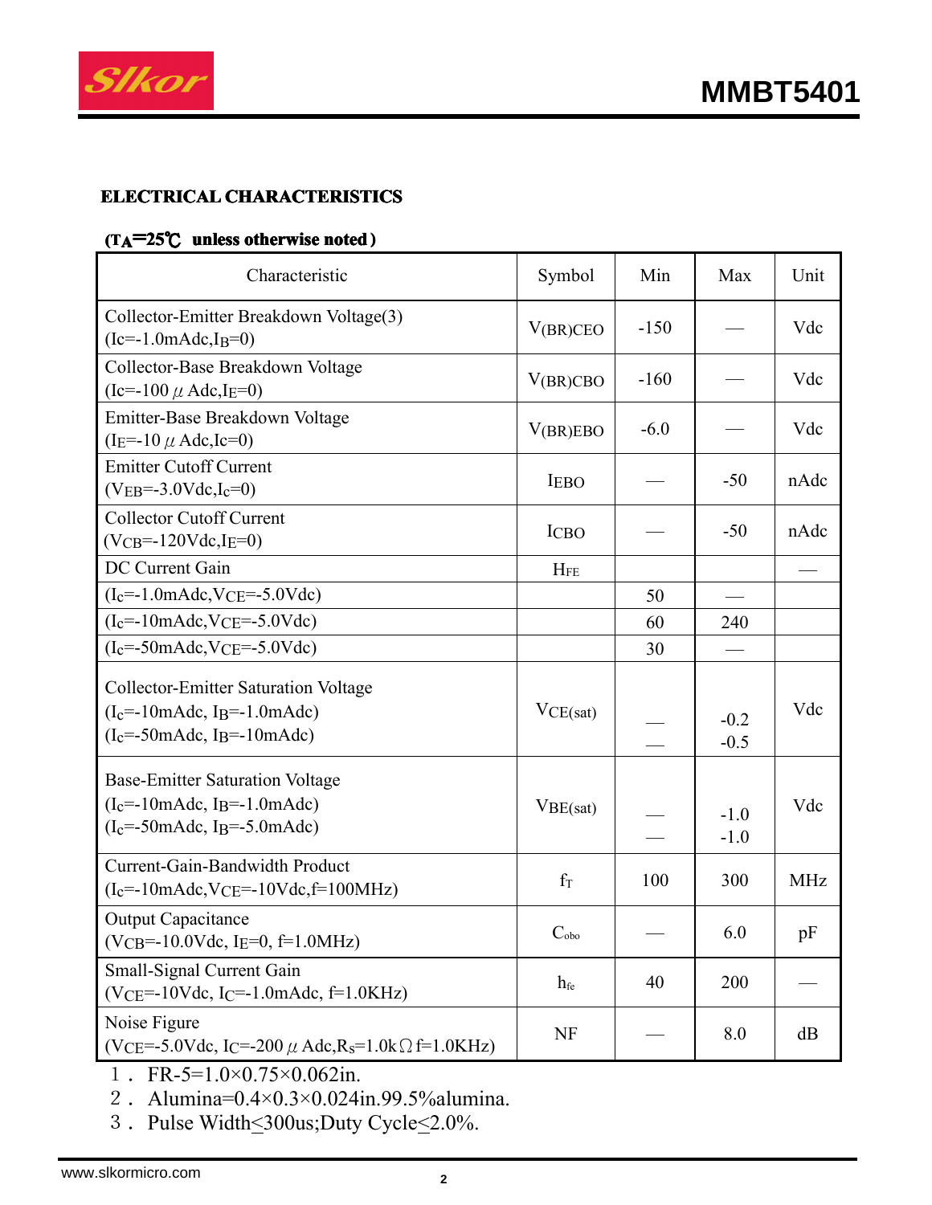## ELECTRICAL CHARACTERISTICS

**($T_A$=25℃ unless otherwise noted)**

| Characteristic | Symbol | Min | Max | Unit |
|---|---|---|---|---|
| Collector-Emitter Breakdown Voltage(3) ($I_c$=-1.0mAdc,$I_B$=0) | $V_{(BR)CEO}$ | -150 | — | Vdc |
| Collector-Base Breakdown Voltage ($I_c$=-100 μAdc,$I_E$=0) | $V_{(BR)CBO}$ | -160 | — | Vdc |
| Emitter-Base Breakdown Voltage ($I_E$=-10 μAdc,$I_c$=0) | $V_{(BR)EBO}$ | -6.0 | — | Vdc |
| Emitter Cutoff Current ($V_{EB}$=-3.0Vdc,$I_c$=0) | $I_{EBO}$ | — | -50 | nAdc |
| Collector Cutoff Current ($V_{CB}$=-120Vdc,$I_E$=0) | $I_{CBO}$ | — | -50 | nAdc |
| DC Current Gain | $H_{FE}$ | | | — |
| ($I_c$=-1.0mAdc,$V_{CE}$=-5.0Vdc) | | 50 | — | |
| ($I_c$=-10mAdc,$V_{CE}$=-5.0Vdc) | | 60 | 240 | |
| ($I_c$=-50mAdc,$V_{CE}$=-5.0Vdc) | | 30 | — | |
| Collector-Emitter Saturation Voltage ($I_c$=-10mAdc, $I_B$=-1.0mAdc) ($I_c$=-50mAdc, $I_B$=-10mAdc) | $V_{CE(sat)}$ | — — | -0.2 -0.5 | Vdc |
| Base-Emitter Saturation Voltage ($I_c$=-10mAdc, $I_B$=-1.0mAdc) ($I_c$=-50mAdc, $I_B$=-5.0mAdc) | $V_{BE(sat)}$ | — — | -1.0 -1.0 | Vdc |
| Current-Gain-Bandwidth Product ($I_c$=-10mAdc,$V_{CE}$=-10Vdc,f=100MHz) | $f_T$ | 100 | 300 | MHz |
| Output Capacitance ($V_{CB}$=-10.0Vdc, $I_E$=0, f=1.0MHz) | $C_{obo}$ | — | 6.0 | pF |
| Small-Signal Current Gain ($V_{CE}$=-10Vdc, $I_C$=-1.0mAdc, f=1.0KHz) | $h_{fe}$ | 40 | 200 | — |
| Noise Figure ($V_{CE}$=-5.0Vdc, $I_C$=-200 μAdc,$R_S$=1.0kΩ f=1.0KHz) | NF | — | 8.0 | dB |

1． FR-5=1.0×0.75×0.062in.
2． Alumina=0.4×0.3×0.024in.99.5%alumina.
3． Pulse Width≤300us;Duty Cycle≤2.0%.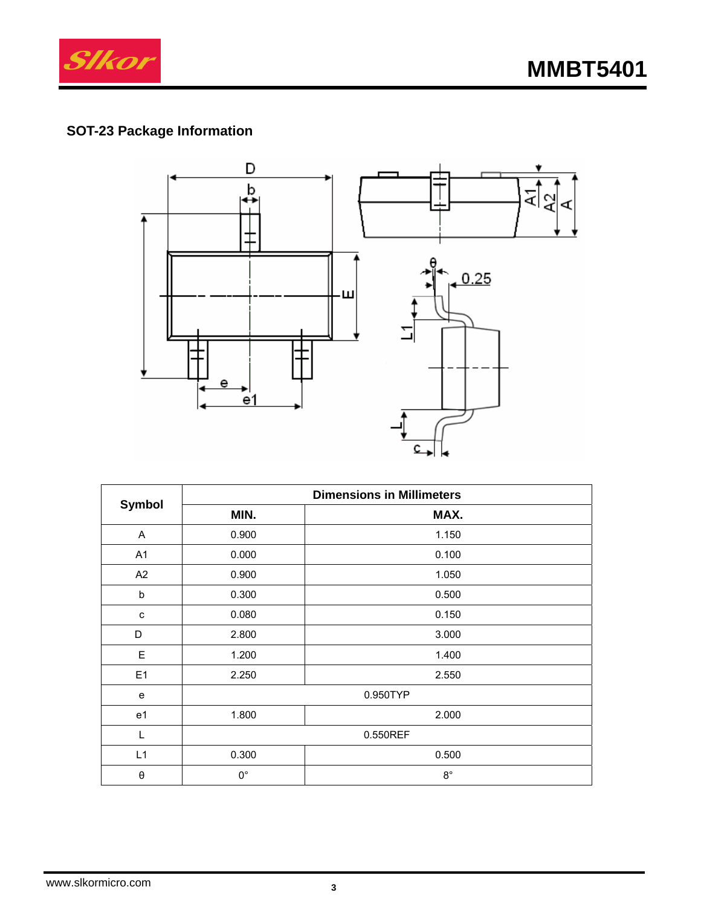## SOT-23 Package Information

D
b
E
e
e1
A1
A2
A
θ
0.25
L1
L
c

| Symbol | Dimensions in Millimeters | |
|---|---|---|
| | MIN. | MAX. |
| A | 0.900 | 1.150 |
| A1 | 0.000 | 0.100 |
| A2 | 0.900 | 1.050 |
| b | 0.300 | 0.500 |
| c | 0.080 | 0.150 |
| D | 2.800 | 3.000 |
| E | 1.200 | 1.400 |
| E1 | 2.250 | 2.550 |
| e | 0.950TYP | |
| e1 | 1.800 | 2.000 |
| L | 0.550REF | |
| L1 | 0.300 | 0.500 |
| θ | 0° | 8° |

www.slkormicro.com